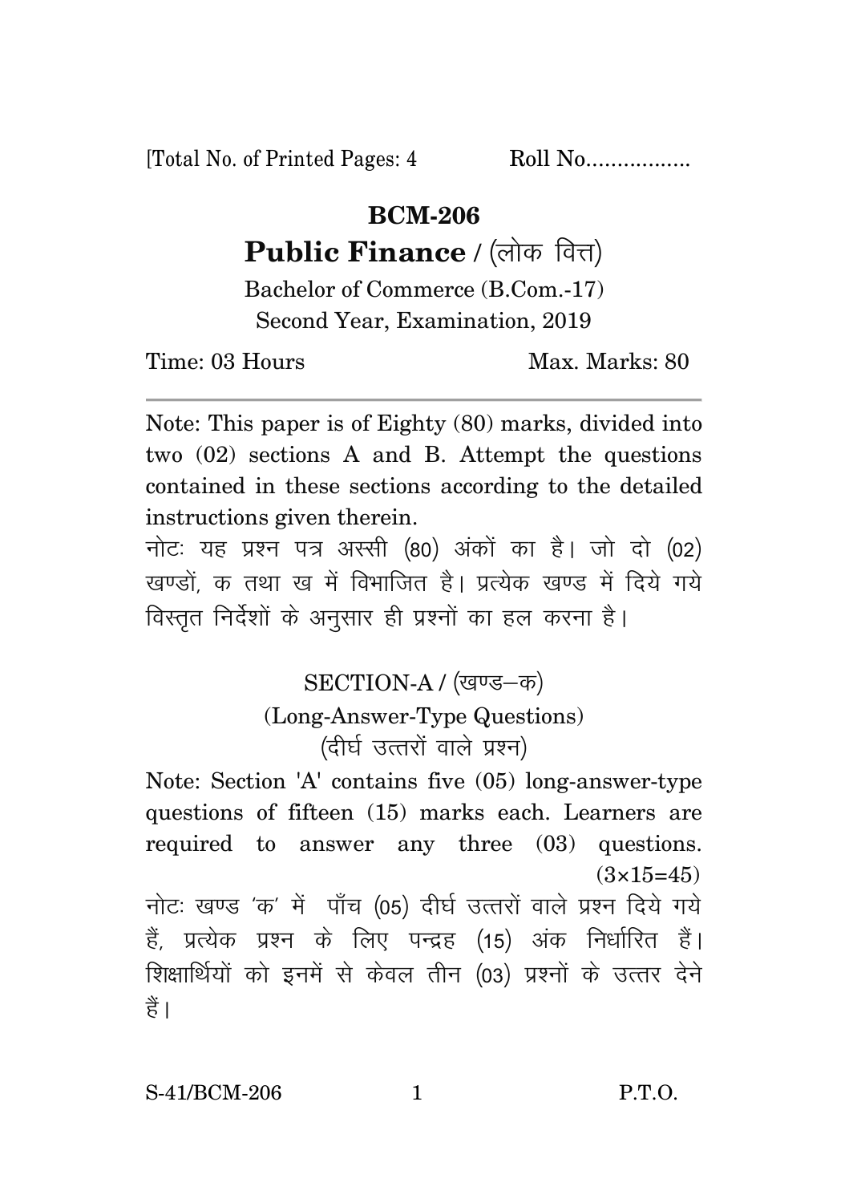[Total No. of Printed Pages: 4 Roll No.................

# BCM-206

## Public Finance / (लोक वित्त)

Bachelor of Commerce (B.Com.-17)

Second Year, Examination, 2019

Time: 03 Hours Max. Marks: 80

---

Note: This paper is of Eighty (80) marks, divided into two (02) sections A and B. Attempt the questions contained in these sections according to the detailed instructions given therein.

नोटः यह प्रश्न पत्र अस्सी (80) अंकों का है। जो दो (02) खण्डों, क तथा ख में विभाजित है। प्रत्येक खण्ड में दिये गये विस्तृत निर्देशों के अनुसार ही प्रश्नों का हल करना है।

### SECTION-A / (खण्ड–क)

### (Long-Answer-Type Questions)

### (दीर्घ उत्तरों वाले प्रश्न)

Note: Section 'A' contains five (05) long-answer-type questions of fifteen (15) marks each. Learners are required to answer any three (03) questions. (3×15=45)

नोटः खण्ड 'क' में पाँच (05) दीर्घ उत्तरों वाले प्रश्न दिये गये हैं, प्रत्येक प्रश्न के लिए पन्द्रह (15) अंक निर्धारित हैं। शिक्षार्थियों को इनमें से केवल तीन (03) प्रश्नों के उत्तर देने हैं।

S-41/BCM-206 P.T.O.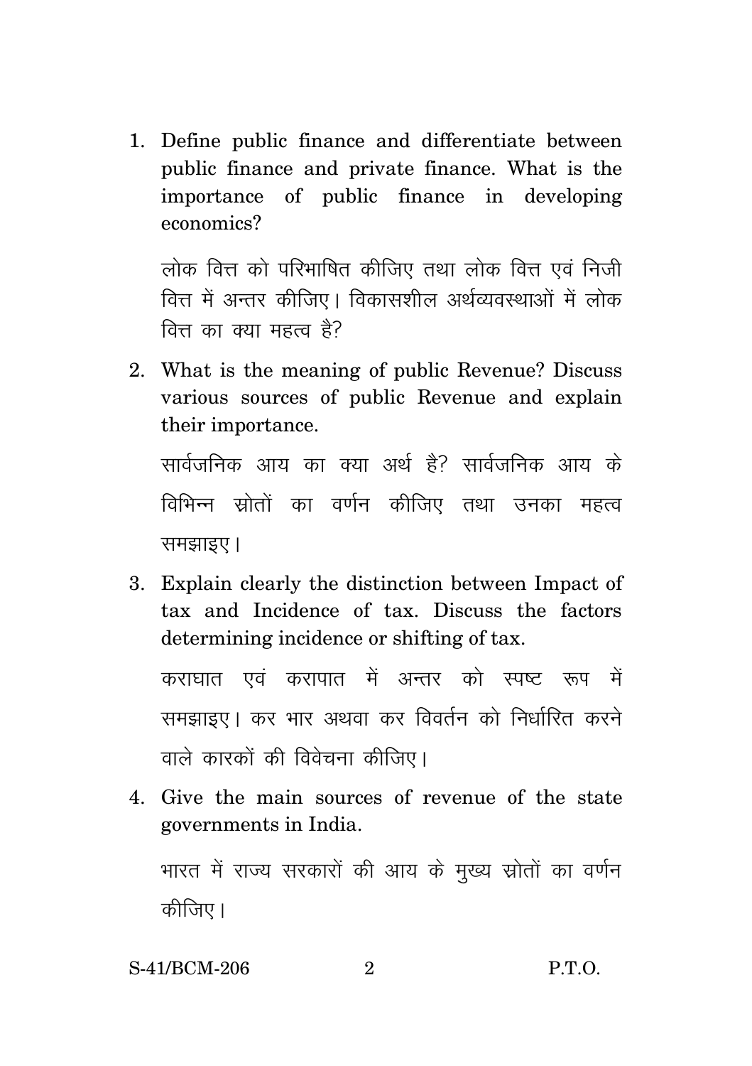1. Define public finance and differentiate between public finance and private finance. What is the importance of public finance in developing economics?

   लोक वित्त को परिभाषित कीजिए तथा लोक वित्त एवं निजी वित्त में अन्तर कीजिए। विकासशील अर्थव्यवस्थाओं में लोक वित्त का क्या महत्व है?

2. What is the meaning of public Revenue? Discuss various sources of public Revenue and explain their importance.

   सार्वजनिक आय का क्या अर्थ है? सार्वजनिक आय के विभिन्न स्रोतों का वर्णन कीजिए तथा उनका महत्व समझाइए।

3. Explain clearly the distinction between Impact of tax and Incidence of tax. Discuss the factors determining incidence or shifting of tax.

   कराघात एवं करापात में अन्तर को स्पष्ट रूप में समझाइए। कर भार अथवा कर विवर्तन को निर्धारित करने वाले कारकों की विवेचना कीजिए।

4. Give the main sources of revenue of the state governments in India.

   भारत में राज्य सरकारों की आय के मुख्य स्रोतों का वर्णन कीजिए।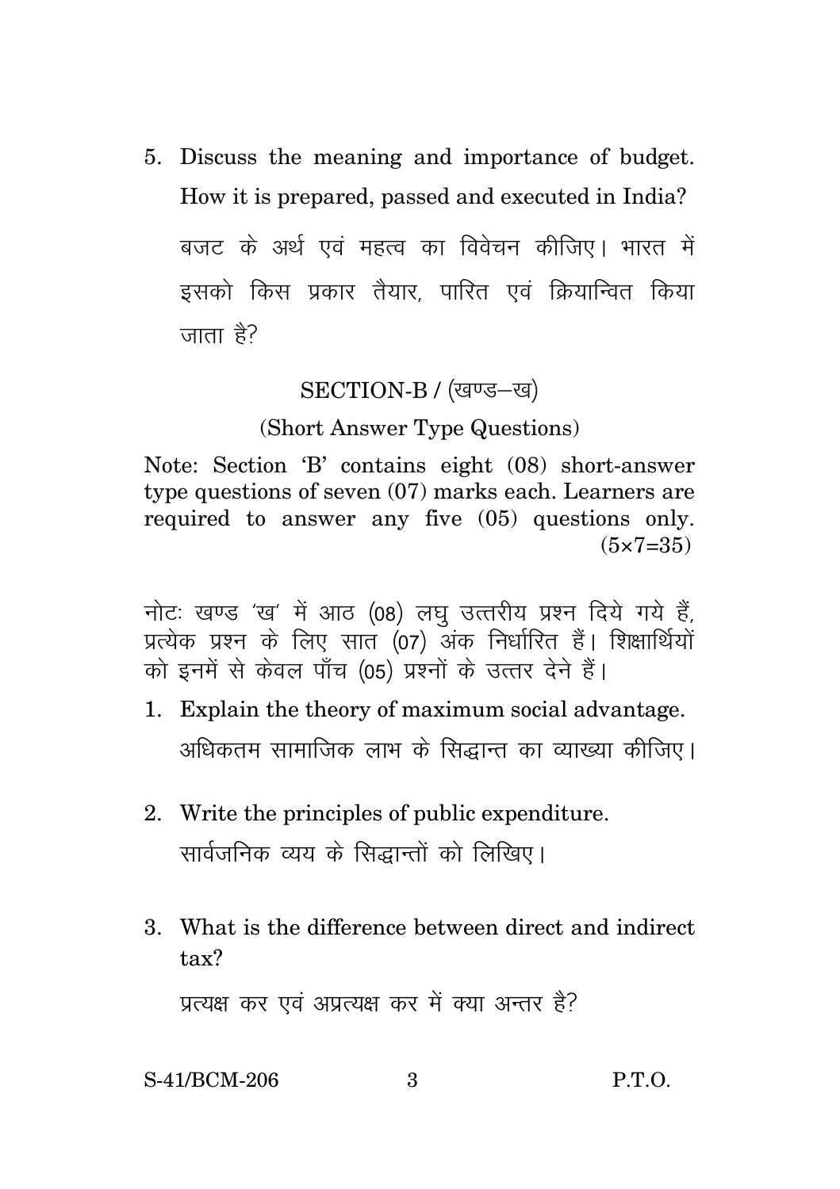5. Discuss the meaning and importance of budget. How it is prepared, passed and executed in India?

   बजट के अर्थ एवं महत्व का विवेचन कीजिए। भारत में इसको किस प्रकार तैयार, पारित एवं क्रियान्वित किया जाता है?

## SECTION-B / (खण्ड–ख)

### (Short Answer Type Questions)

Note: Section 'B' contains eight (08) short-answer type questions of seven (07) marks each. Learners are required to answer any five (05) questions only. $(5\times7=35)$

नोटः खण्ड 'ख' में आठ (08) लघु उत्तरीय प्रश्न दिये गये हैं, प्रत्येक प्रश्न के लिए सात (07) अंक निर्धारित हैं। शिक्षार्थियों को इनमें से केवल पाँच (05) प्रश्नों के उत्तर देने हैं।

1. Explain the theory of maximum social advantage.

   अधिकतम सामाजिक लाभ के सिद्धान्त का व्याख्या कीजिए।

2. Write the principles of public expenditure.

   सार्वजनिक व्यय के सिद्धान्तों को लिखिए।

3. What is the difference between direct and indirect tax?

   प्रत्यक्ष कर एवं अप्रत्यक्ष कर में क्या अन्तर है?

S-41/BCM-206 P.T.O.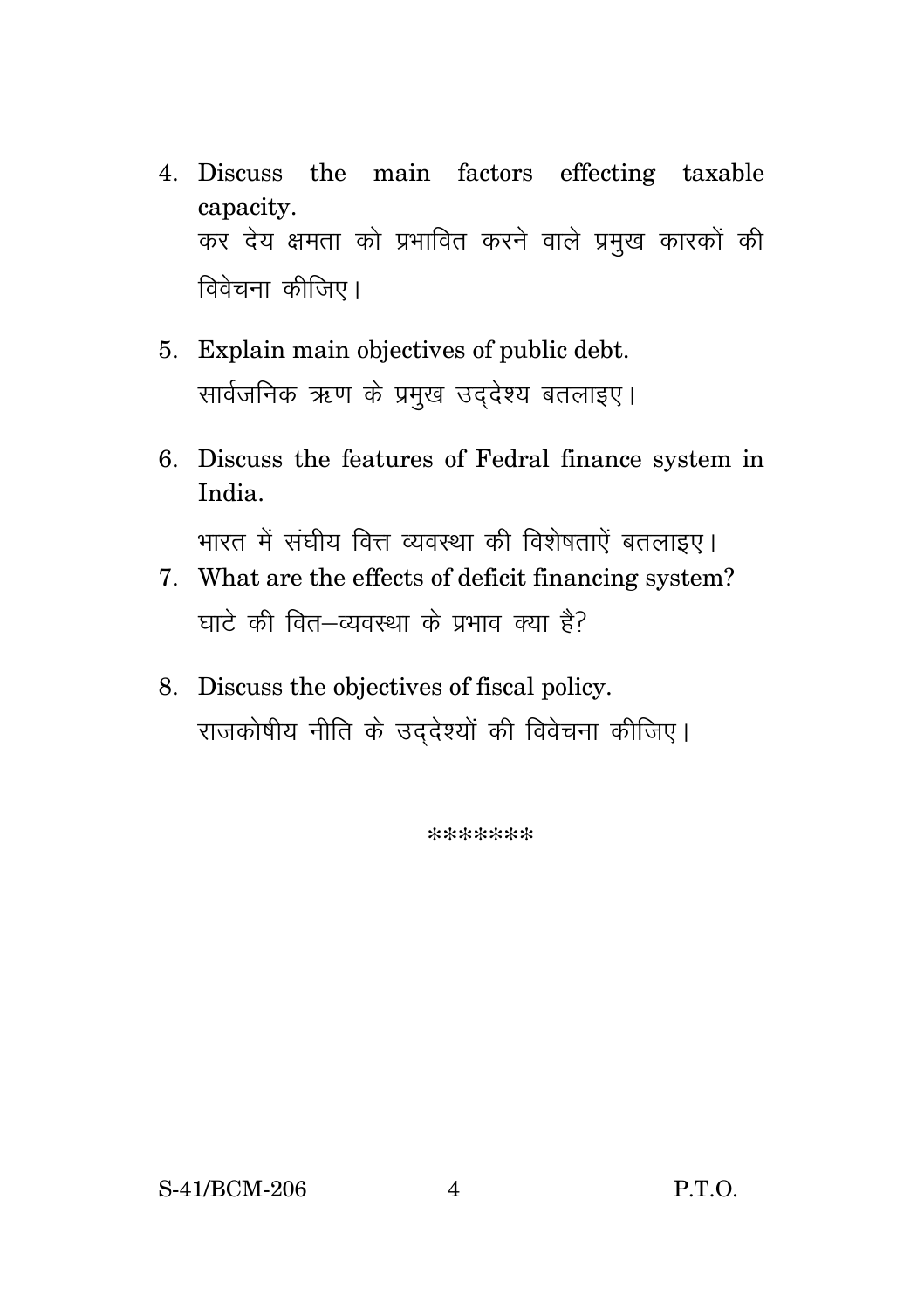4. Discuss the main factors effecting taxable capacity.

   कर देय क्षमता को प्रभावित करने वाले प्रमुख कारकों की विवेचना कीजिए।

5. Explain main objectives of public debt.

   सार्वजनिक ऋण के प्रमुख उद्देश्य बतलाइए।

6. Discuss the features of Fedral finance system in India.

   भारत में संघीय वित्त व्यवस्था की विशेषताऐं बतलाइए।

7. What are the effects of deficit financing system?

   घाटे की वित–व्यवस्था के प्रभाव क्या है?

8. Discuss the objectives of fiscal policy.

   राजकोषीय नीति के उद्देश्यों की विवेचना कीजिए।

*******

S-41/BCM-206

P.T.O.